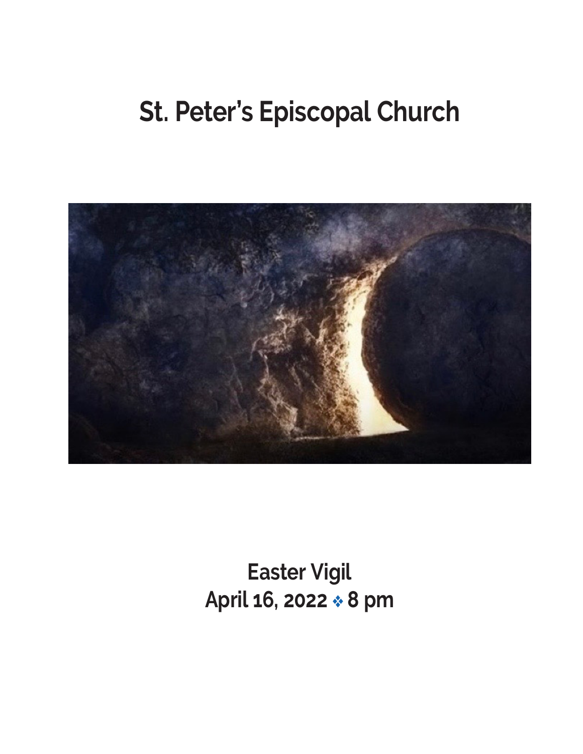# St. Peter's Episcopal Church

## Easter Vigil
## April 16, 2022 ❖ 8 pm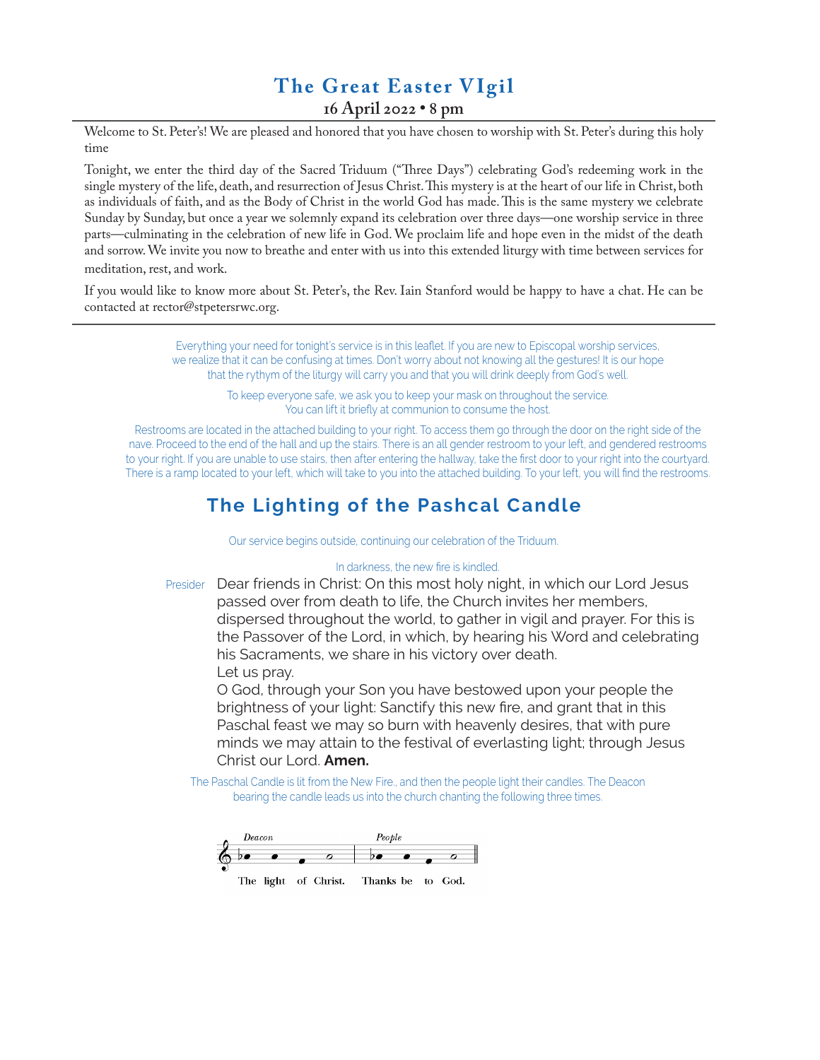# The Great Easter VIgil

**16 April 2022 • 8 pm**

Welcome to St. Peter's! We are pleased and honored that you have chosen to worship with St. Peter's during this holy time

Tonight, we enter the third day of the Sacred Triduum ("Three Days") celebrating God's redeeming work in the single mystery of the life, death, and resurrection of Jesus Christ. This mystery is at the heart of our life in Christ, both as individuals of faith, and as the Body of Christ in the world God has made. This is the same mystery we celebrate Sunday by Sunday, but once a year we solemnly expand its celebration over three days—one worship service in three parts—culminating in the celebration of new life in God. We proclaim life and hope even in the midst of the death and sorrow. We invite you now to breathe and enter with us into this extended liturgy with time between services for meditation, rest, and work.

If you would like to know more about St. Peter's, the Rev. Iain Stanford would be happy to have a chat. He can be contacted at rector@stpetersrwc.org.

---

Everything your need for tonight's service is in this leaflet. If you are new to Episcopal worship services, we realize that it can be confusing at times. Don't worry about not knowing all the gestures! It is our hope that the rythym of the liturgy will carry you and that you will drink deeply from God's well.

To keep everyone safe, we ask you to keep your mask on throughout the service. You can lift it briefly at communion to consume the host.

Restrooms are located in the attached building to your right. To access them go through the door on the right side of the nave. Proceed to the end of the hall and up the stairs. There is an all gender restroom to your left, and gendered restrooms to your right. If you are unable to use stairs, then after entering the hallway, take the first door to your right into the courtyard. There is a ramp located to your left, which will take to you into the attached building. To your left, you will find the restrooms.

## The Lighting of the Pashcal Candle

Our service begins outside, continuing our celebration of the Triduum.

In darkness, the new fire is kindled.

Presider Dear friends in Christ: On this most holy night, in which our Lord Jesus passed over from death to life, the Church invites her members, dispersed throughout the world, to gather in vigil and prayer. For this is the Passover of the Lord, in which, by hearing his Word and celebrating his Sacraments, we share in his victory over death.
Let us pray.
O God, through your Son you have bestowed upon your people the brightness of your light: Sanctify this new fire, and grant that in this Paschal feast we may so burn with heavenly desires, that with pure minds we may attain to the festival of everlasting light; through Jesus Christ our Lord. **Amen.**

The Paschal Candle is lit from the New Fire., and then the people light their candles. The Deacon bearing the candle leads us into the church chanting the following three times.

*Deacon* The light of Christ. *People* Thanks be to God.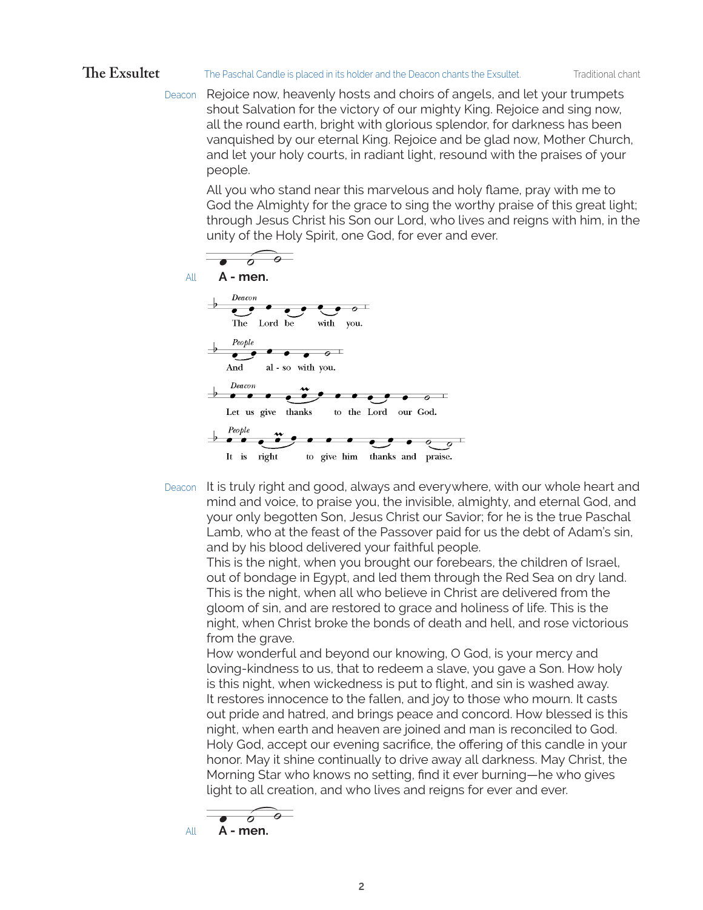## The Exsultet

The Paschal Candle is placed in its holder and the Deacon chants the Exsultet.

Traditional chant

Deacon Rejoice now, heavenly hosts and choirs of angels, and let your trumpets shout Salvation for the victory of our mighty King. Rejoice and sing now, all the round earth, bright with glorious splendor, for darkness has been vanquished by our eternal King. Rejoice and be glad now, Mother Church, and let your holy courts, in radiant light, resound with the praises of your people.

All you who stand near this marvelous and holy flame, pray with me to God the Almighty for the grace to sing the worthy praise of this great light; through Jesus Christ his Son our Lord, who lives and reigns with him, in the unity of the Holy Spirit, one God, for ever and ever.

All **A - men.**

*Deacon* The Lord be with you.

*People* And also with you.

*Deacon* Let us give thanks to the Lord our God.

*People* It is right to give him thanks and praise.

Deacon It is truly right and good, always and everywhere, with our whole heart and mind and voice, to praise you, the invisible, almighty, and eternal God, and your only begotten Son, Jesus Christ our Savior; for he is the true Paschal Lamb, who at the feast of the Passover paid for us the debt of Adam's sin, and by his blood delivered your faithful people.
This is the night, when you brought our forebears, the children of Israel, out of bondage in Egypt, and led them through the Red Sea on dry land.
This is the night, when all who believe in Christ are delivered from the gloom of sin, and are restored to grace and holiness of life. This is the night, when Christ broke the bonds of death and hell, and rose victorious from the grave.
How wonderful and beyond our knowing, O God, is your mercy and loving-kindness to us, that to redeem a slave, you gave a Son. How holy is this night, when wickedness is put to flight, and sin is washed away.
It restores innocence to the fallen, and joy to those who mourn. It casts out pride and hatred, and brings peace and concord. How blessed is this night, when earth and heaven are joined and man is reconciled to God.
Holy God, accept our evening sacrifice, the offering of this candle in your honor. May it shine continually to drive away all darkness. May Christ, the Morning Star who knows no setting, find it ever burning—he who gives light to all creation, and who lives and reigns for ever and ever.

All **A - men.**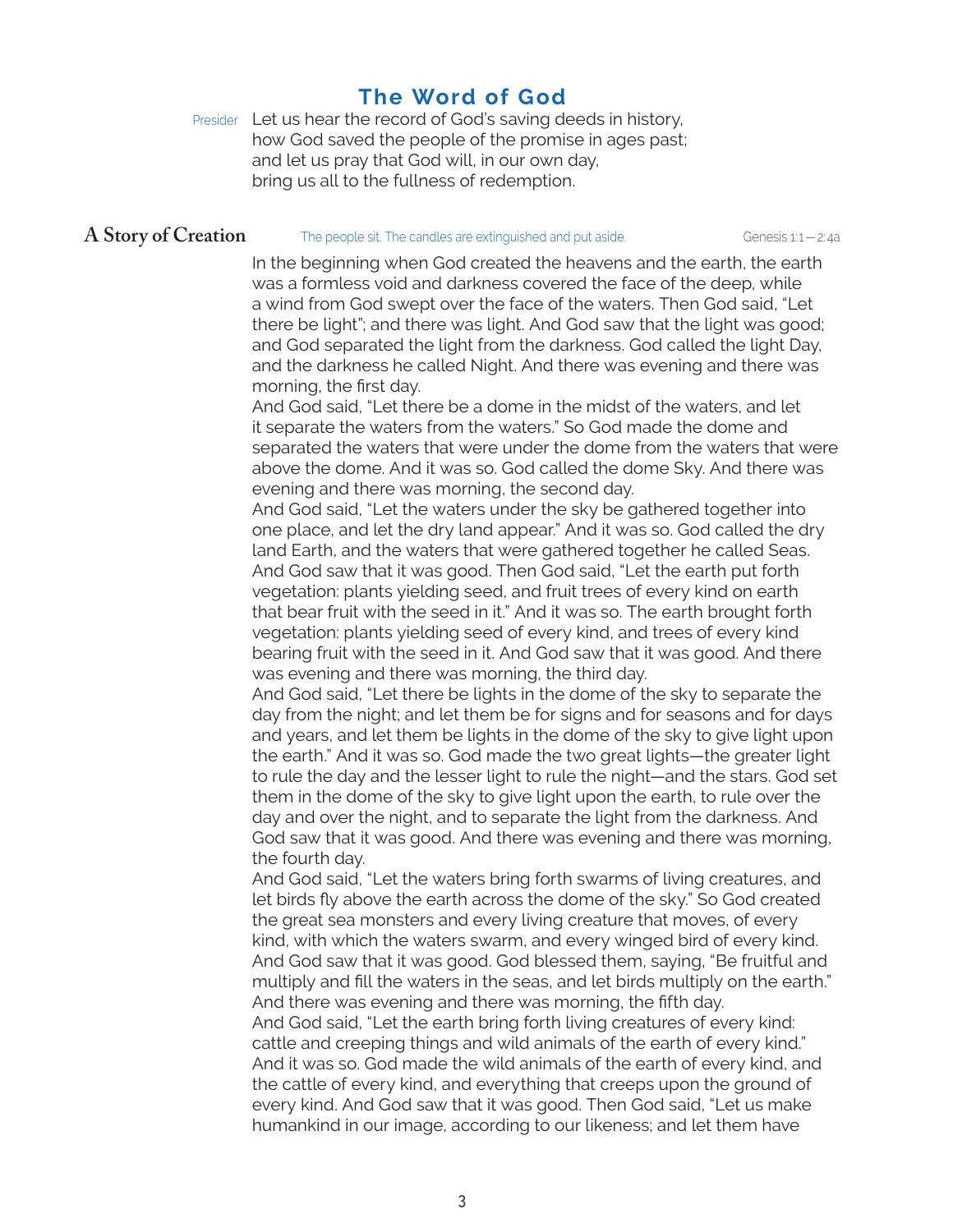## The Word of God

Presider Let us hear the record of God's saving deeds in history,
how God saved the people of the promise in ages past;
and let us pray that God will, in our own day,
bring us all to the fullness of redemption.

### A Story of Creation

*The people sit. The candles are extinguished and put aside.*

Genesis 1:1—2:4a

In the beginning when God created the heavens and the earth, the earth was a formless void and darkness covered the face of the deep, while a wind from God swept over the face of the waters. Then God said, "Let there be light"; and there was light. And God saw that the light was good; and God separated the light from the darkness. God called the light Day, and the darkness he called Night. And there was evening and there was morning, the first day.

And God said, "Let there be a dome in the midst of the waters, and let it separate the waters from the waters." So God made the dome and separated the waters that were under the dome from the waters that were above the dome. And it was so. God called the dome Sky. And there was evening and there was morning, the second day.

And God said, "Let the waters under the sky be gathered together into one place, and let the dry land appear." And it was so. God called the dry land Earth, and the waters that were gathered together he called Seas. And God saw that it was good. Then God said, "Let the earth put forth vegetation: plants yielding seed, and fruit trees of every kind on earth that bear fruit with the seed in it." And it was so. The earth brought forth vegetation: plants yielding seed of every kind, and trees of every kind bearing fruit with the seed in it. And God saw that it was good. And there was evening and there was morning, the third day.

And God said, "Let there be lights in the dome of the sky to separate the day from the night; and let them be for signs and for seasons and for days and years, and let them be lights in the dome of the sky to give light upon the earth." And it was so. God made the two great lights—the greater light to rule the day and the lesser light to rule the night—and the stars. God set them in the dome of the sky to give light upon the earth, to rule over the day and over the night, and to separate the light from the darkness. And God saw that it was good. And there was evening and there was morning, the fourth day.

And God said, "Let the waters bring forth swarms of living creatures, and let birds fly above the earth across the dome of the sky." So God created the great sea monsters and every living creature that moves, of every kind, with which the waters swarm, and every winged bird of every kind. And God saw that it was good. God blessed them, saying, "Be fruitful and multiply and fill the waters in the seas, and let birds multiply on the earth." And there was evening and there was morning, the fifth day.

And God said, "Let the earth bring forth living creatures of every kind: cattle and creeping things and wild animals of the earth of every kind." And it was so. God made the wild animals of the earth of every kind, and the cattle of every kind, and everything that creeps upon the ground of every kind. And God saw that it was good. Then God said, "Let us make humankind in our image, according to our likeness; and let them have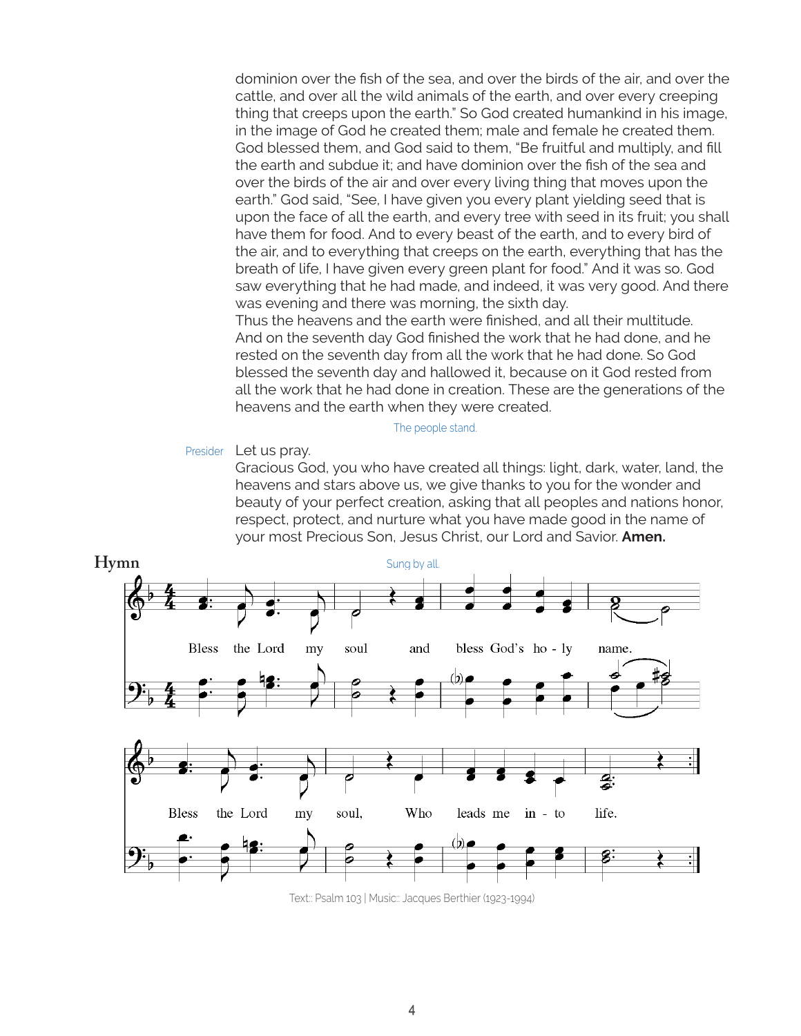dominion over the fish of the sea, and over the birds of the air, and over the cattle, and over all the wild animals of the earth, and over every creeping thing that creeps upon the earth." So God created humankind in his image, in the image of God he created them; male and female he created them. God blessed them, and God said to them, "Be fruitful and multiply, and fill the earth and subdue it; and have dominion over the fish of the sea and over the birds of the air and over every living thing that moves upon the earth." God said, "See, I have given you every plant yielding seed that is upon the face of all the earth, and every tree with seed in its fruit; you shall have them for food. And to every beast of the earth, and to every bird of the air, and to everything that creeps on the earth, everything that has the breath of life, I have given every green plant for food." And it was so. God saw everything that he had made, and indeed, it was very good. And there was evening and there was morning, the sixth day.
Thus the heavens and the earth were finished, and all their multitude. And on the seventh day God finished the work that he had done, and he rested on the seventh day from all the work that he had done. So God blessed the seventh day and hallowed it, because on it God rested from all the work that he had done in creation. These are the generations of the heavens and the earth when they were created.

The people stand.

Presider Let us pray.
Gracious God, you who have created all things: light, dark, water, land, the heavens and stars above us, we give thanks to you for the wonder and beauty of your perfect creation, asking that all peoples and nations honor, respect, protect, and nurture what you have made good in the name of your most Precious Son, Jesus Christ, our Lord and Savior. **Amen.**

## Hymn

Sung by all.

Bless the Lord my soul and bless God's holy name.
Bless the Lord my soul, Who leads me into life.

Text:: Psalm 103 | Music:: Jacques Berthier (1923-1994)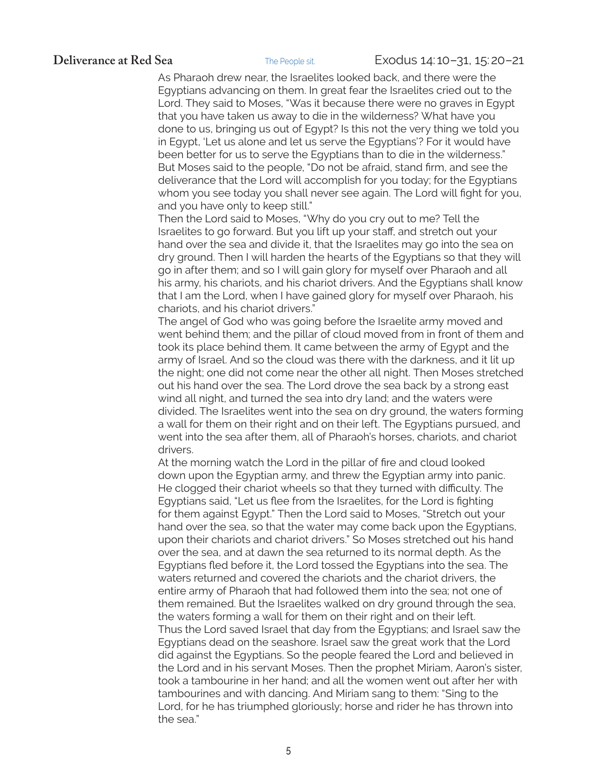## Deliverance at Red Sea

The People sit.

Exodus 14: 10–31, 15: 20–21

As Pharaoh drew near, the Israelites looked back, and there were the Egyptians advancing on them. In great fear the Israelites cried out to the Lord. They said to Moses, "Was it because there were no graves in Egypt that you have taken us away to die in the wilderness? What have you done to us, bringing us out of Egypt? Is this not the very thing we told you in Egypt, 'Let us alone and let us serve the Egyptians'? For it would have been better for us to serve the Egyptians than to die in the wilderness." But Moses said to the people, "Do not be afraid, stand firm, and see the deliverance that the Lord will accomplish for you today; for the Egyptians whom you see today you shall never see again. The Lord will fight for you, and you have only to keep still."

Then the Lord said to Moses, "Why do you cry out to me? Tell the Israelites to go forward. But you lift up your staff, and stretch out your hand over the sea and divide it, that the Israelites may go into the sea on dry ground. Then I will harden the hearts of the Egyptians so that they will go in after them; and so I will gain glory for myself over Pharaoh and all his army, his chariots, and his chariot drivers. And the Egyptians shall know that I am the Lord, when I have gained glory for myself over Pharaoh, his chariots, and his chariot drivers."

The angel of God who was going before the Israelite army moved and went behind them; and the pillar of cloud moved from in front of them and took its place behind them. It came between the army of Egypt and the army of Israel. And so the cloud was there with the darkness, and it lit up the night; one did not come near the other all night. Then Moses stretched out his hand over the sea. The Lord drove the sea back by a strong east wind all night, and turned the sea into dry land; and the waters were divided. The Israelites went into the sea on dry ground, the waters forming a wall for them on their right and on their left. The Egyptians pursued, and went into the sea after them, all of Pharaoh's horses, chariots, and chariot drivers.

At the morning watch the Lord in the pillar of fire and cloud looked down upon the Egyptian army, and threw the Egyptian army into panic. He clogged their chariot wheels so that they turned with difficulty. The Egyptians said, "Let us flee from the Israelites, for the Lord is fighting for them against Egypt." Then the Lord said to Moses, "Stretch out your hand over the sea, so that the water may come back upon the Egyptians, upon their chariots and chariot drivers." So Moses stretched out his hand over the sea, and at dawn the sea returned to its normal depth. As the Egyptians fled before it, the Lord tossed the Egyptians into the sea. The waters returned and covered the chariots and the chariot drivers, the entire army of Pharaoh that had followed them into the sea; not one of them remained. But the Israelites walked on dry ground through the sea, the waters forming a wall for them on their right and on their left.

Thus the Lord saved Israel that day from the Egyptians; and Israel saw the Egyptians dead on the seashore. Israel saw the great work that the Lord did against the Egyptians. So the people feared the Lord and believed in the Lord and in his servant Moses. Then the prophet Miriam, Aaron's sister, took a tambourine in her hand; and all the women went out after her with tambourines and with dancing. And Miriam sang to them: "Sing to the Lord, for he has triumphed gloriously; horse and rider he has thrown into the sea."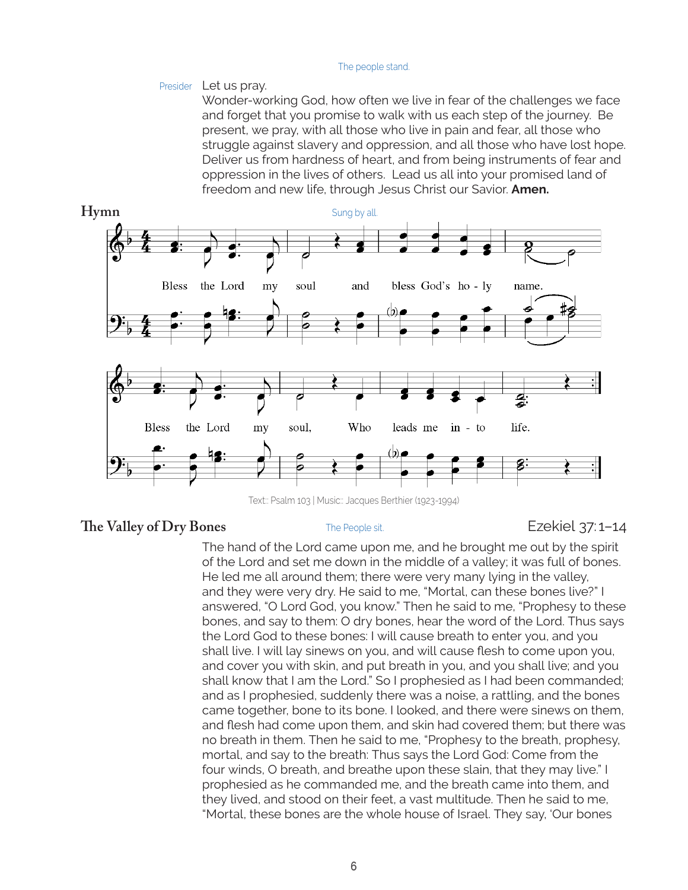*The people stand.*

Presider Let us pray.
Wonder-working God, how often we live in fear of the challenges we face and forget that you promise to walk with us each step of the journey. Be present, we pray, with all those who live in pain and fear, all those who struggle against slavery and oppression, and all those who have lost hope. Deliver us from hardness of heart, and from being instruments of fear and oppression in the lives of others. Lead us all into your promised land of freedom and new life, through Jesus Christ our Savior. **Amen.**

## Hymn

*Sung by all.*

Bless the Lord my soul and bless God's ho - ly name.

Bless the Lord my soul, Who leads me in - to life.

Text:: Psalm 103 | Music:: Jacques Berthier (1923-1994)

## The Valley of Dry Bones

*The People sit.*

Ezekiel 37:1–14

The hand of the Lord came upon me, and he brought me out by the spirit of the Lord and set me down in the middle of a valley; it was full of bones. He led me all around them; there were very many lying in the valley, and they were very dry. He said to me, "Mortal, can these bones live?" I answered, "O Lord God, you know." Then he said to me, "Prophesy to these bones, and say to them: O dry bones, hear the word of the Lord. Thus says the Lord God to these bones: I will cause breath to enter you, and you shall live. I will lay sinews on you, and will cause flesh to come upon you, and cover you with skin, and put breath in you, and you shall live; and you shall know that I am the Lord." So I prophesied as I had been commanded; and as I prophesied, suddenly there was a noise, a rattling, and the bones came together, bone to its bone. I looked, and there were sinews on them, and flesh had come upon them, and skin had covered them; but there was no breath in them. Then he said to me, "Prophesy to the breath, prophesy, mortal, and say to the breath: Thus says the Lord God: Come from the four winds, O breath, and breathe upon these slain, that they may live." I prophesied as he commanded me, and the breath came into them, and they lived, and stood on their feet, a vast multitude. Then he said to me, "Mortal, these bones are the whole house of Israel. They say, 'Our bones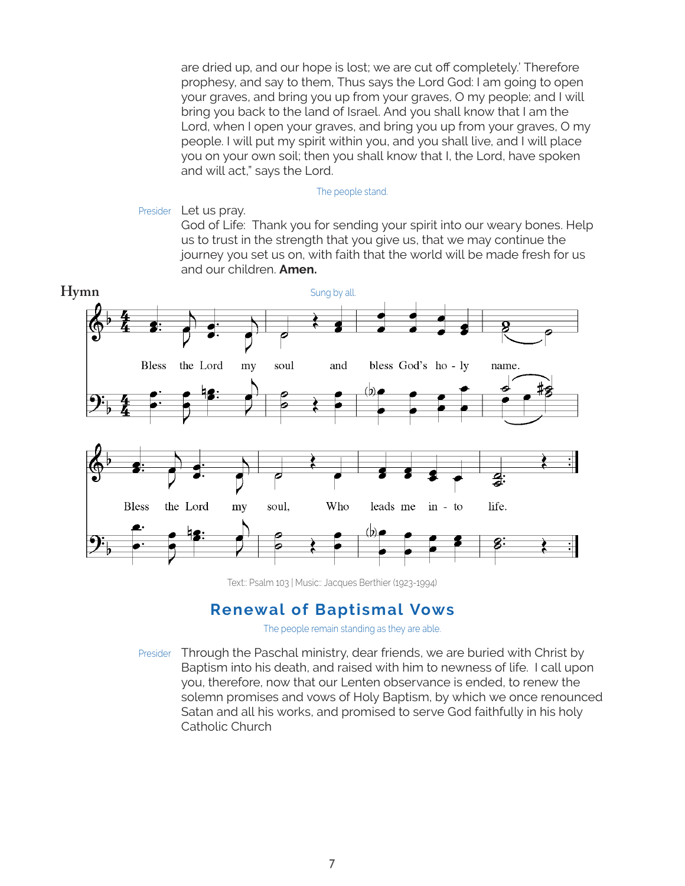are dried up, and our hope is lost; we are cut off completely.' Therefore prophesy, and say to them, Thus says the Lord God: I am going to open your graves, and bring you up from your graves, O my people; and I will bring you back to the land of Israel. And you shall know that I am the Lord, when I open your graves, and bring you up from your graves, O my people. I will put my spirit within you, and you shall live, and I will place you on your own soil; then you shall know that I, the Lord, have spoken and will act," says the Lord.

*The people stand.*

Presider Let us pray.
God of Life: Thank you for sending your spirit into our weary bones. Help us to trust in the strength that you give us, that we may continue the journey you set us on, with faith that the world will be made fresh for us and our children. **Amen.**

**Hymn**

*Sung by all.*

Bless the Lord my soul and bless God's ho - ly name.
Bless the Lord my soul, Who leads me in - to life.

Text:: Psalm 103 | Music:: Jacques Berthier (1923-1994)

## Renewal of Baptismal Vows

*The people remain standing as they are able.*

Presider Through the Paschal ministry, dear friends, we are buried with Christ by Baptism into his death, and raised with him to newness of life. I call upon you, therefore, now that our Lenten observance is ended, to renew the solemn promises and vows of Holy Baptism, by which we once renounced Satan and all his works, and promised to serve God faithfully in his holy Catholic Church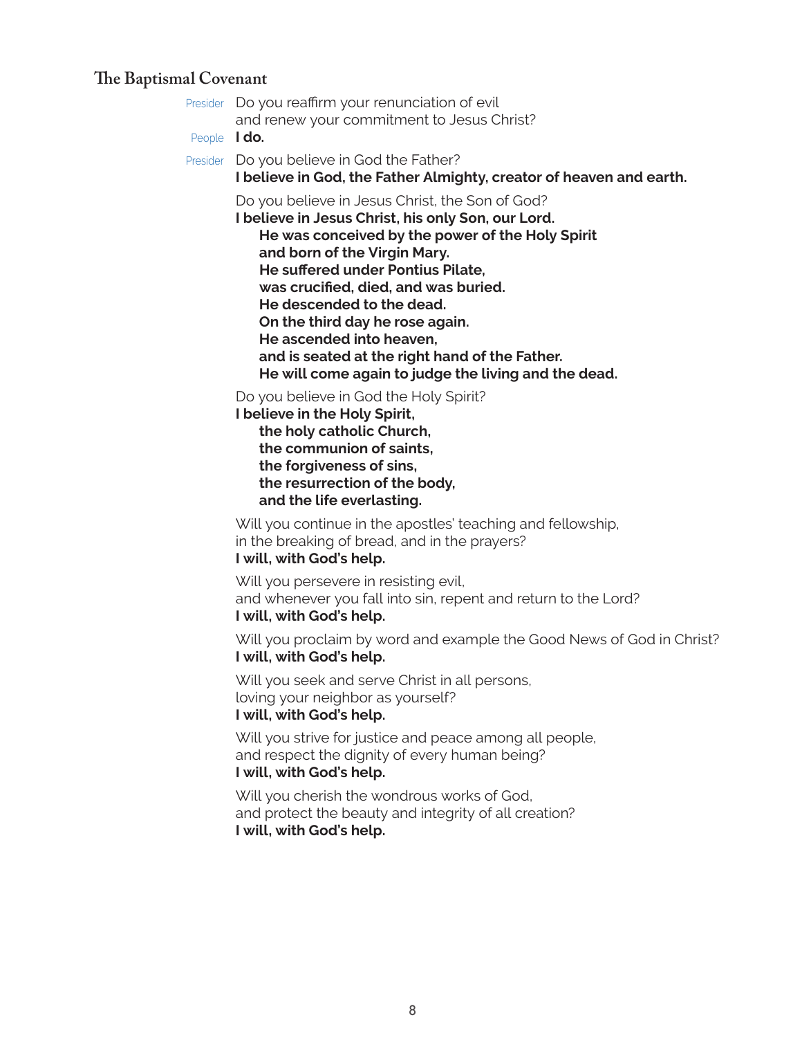## The Baptismal Covenant

Presider Do you reaffirm your renunciation of evil
and renew your commitment to Jesus Christ?

People **I do.**

Presider Do you believe in God the Father?

**I believe in God, the Father Almighty, creator of heaven and earth.**

Do you believe in Jesus Christ, the Son of God?

**I believe in Jesus Christ, his only Son, our Lord.**
**He was conceived by the power of the Holy Spirit**
**and born of the Virgin Mary.**
**He suffered under Pontius Pilate,**
**was crucified, died, and was buried.**
**He descended to the dead.**
**On the third day he rose again.**
**He ascended into heaven,**
**and is seated at the right hand of the Father.**
**He will come again to judge the living and the dead.**

Do you believe in God the Holy Spirit?

**I believe in the Holy Spirit,**
**the holy catholic Church,**
**the communion of saints,**
**the forgiveness of sins,**
**the resurrection of the body,**
**and the life everlasting.**

Will you continue in the apostles' teaching and fellowship,
in the breaking of bread, and in the prayers?

**I will, with God's help.**

Will you persevere in resisting evil,
and whenever you fall into sin, repent and return to the Lord?

**I will, with God's help.**

Will you proclaim by word and example the Good News of God in Christ?

**I will, with God's help.**

Will you seek and serve Christ in all persons,
loving your neighbor as yourself?

**I will, with God's help.**

Will you strive for justice and peace among all people,
and respect the dignity of every human being?

**I will, with God's help.**

Will you cherish the wondrous works of God,
and protect the beauty and integrity of all creation?

**I will, with God's help.**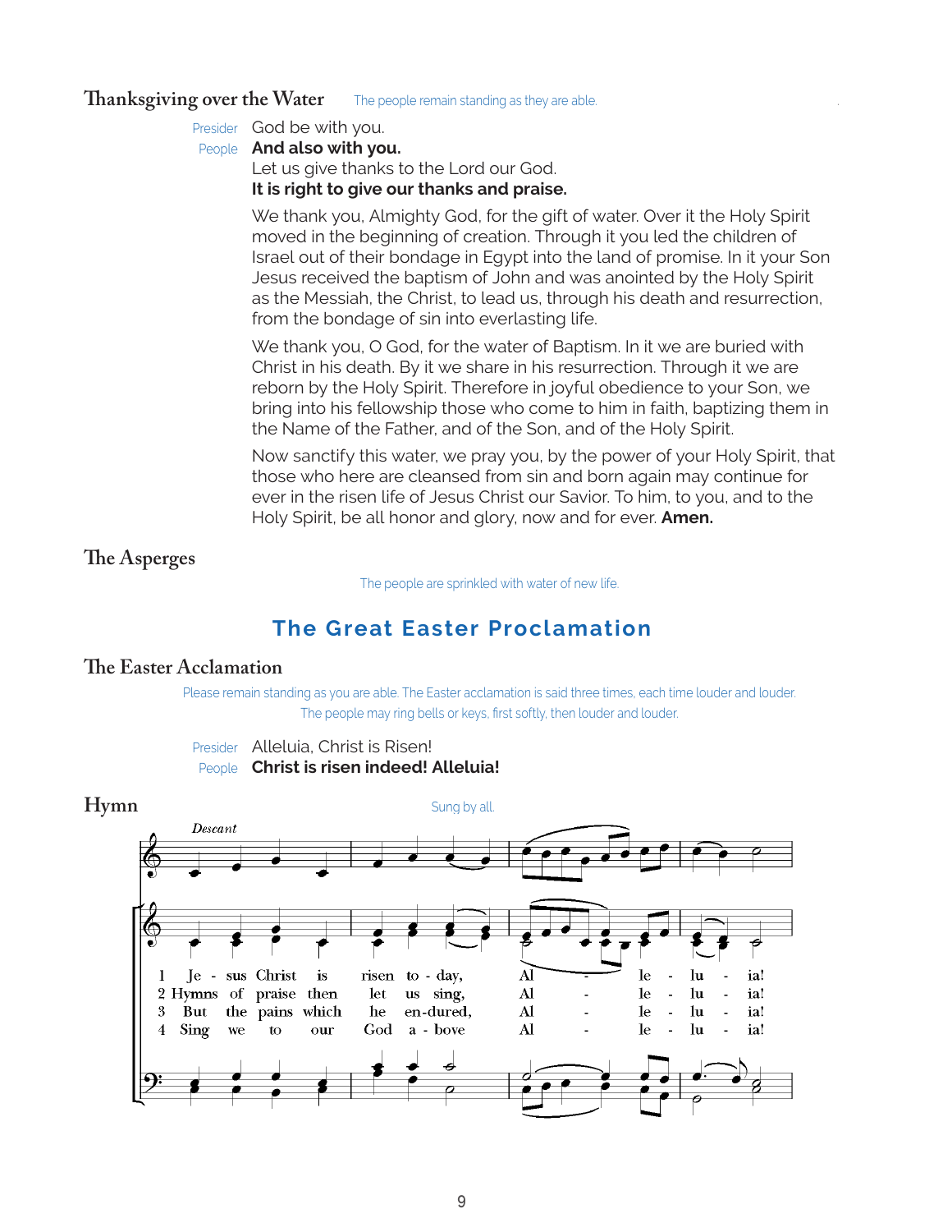## Thanksgiving over the Water

The people remain standing as they are able.

Presider: God be with you.
People: **And also with you.**
Let us give thanks to the Lord our God.
**It is right to give our thanks and praise.**

We thank you, Almighty God, for the gift of water. Over it the Holy Spirit moved in the beginning of creation. Through it you led the children of Israel out of their bondage in Egypt into the land of promise. In it your Son Jesus received the baptism of John and was anointed by the Holy Spirit as the Messiah, the Christ, to lead us, through his death and resurrection, from the bondage of sin into everlasting life.

We thank you, O God, for the water of Baptism. In it we are buried with Christ in his death. By it we share in his resurrection. Through it we are reborn by the Holy Spirit. Therefore in joyful obedience to your Son, we bring into his fellowship those who come to him in faith, baptizing them in the Name of the Father, and of the Son, and of the Holy Spirit.

Now sanctify this water, we pray you, by the power of your Holy Spirit, that those who here are cleansed from sin and born again may continue for ever in the risen life of Jesus Christ our Savior. To him, to you, and to the Holy Spirit, be all honor and glory, now and for ever. **Amen.**

## The Asperges

The people are sprinkled with water of new life.

# The Great Easter Proclamation

## The Easter Acclamation

Please remain standing as you are able. The Easter acclamation is said three times, each time louder and louder. The people may ring bells or keys, first softly, then louder and louder.

Presider: Alleluia, Christ is Risen!
People: **Christ is risen indeed! Alleluia!**

## Hymn

Sung by all.

*Descant*

1 Je - sus Christ is risen to - day, Al - le - lu - ia!
2 Hymns of praise then let us sing, Al - le - lu - ia!
3 But the pains which he en-dured, Al - le - lu - ia!
4 Sing we to our God a - bove Al - le - lu - ia!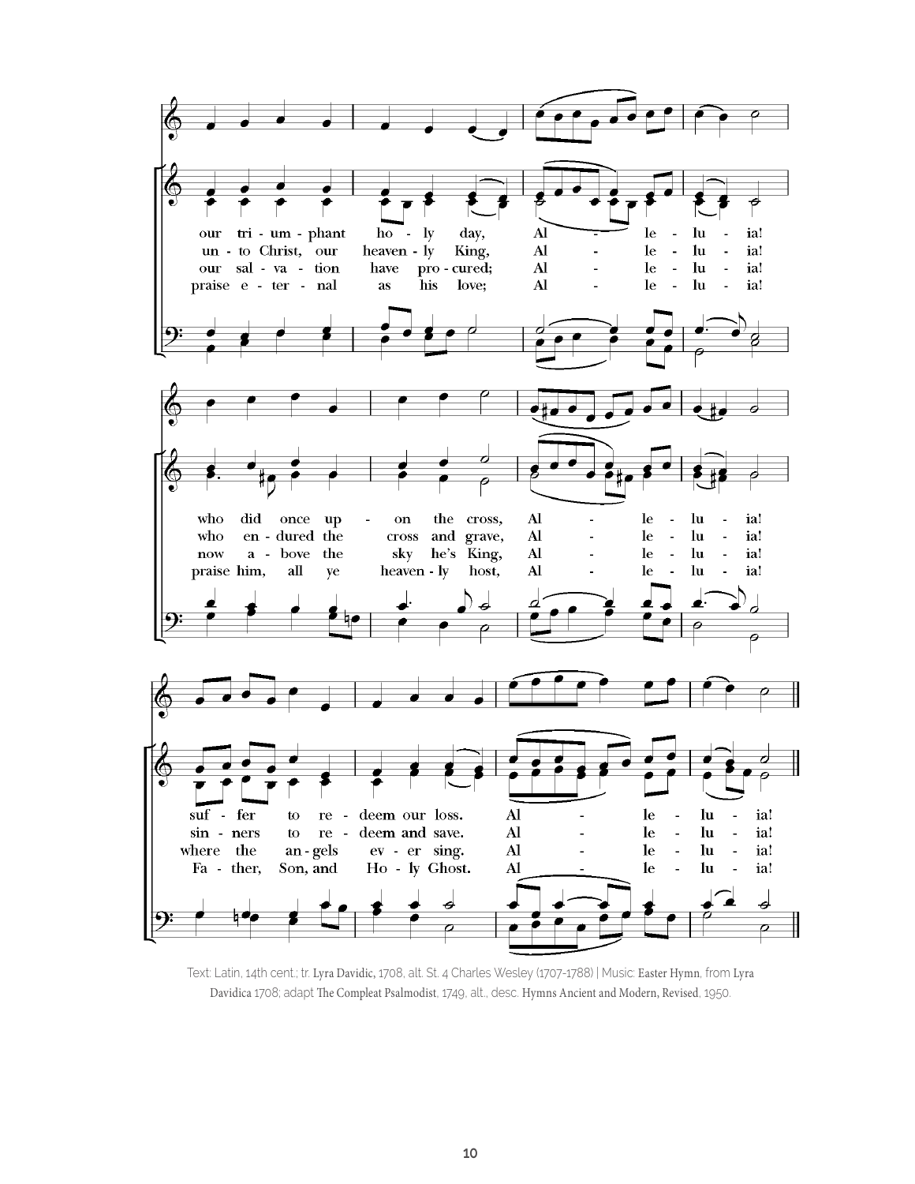our tri - um - phant ho - ly day, Al - le - lu - ia!
un - to Christ, our heaven - ly King, Al - le - lu - ia!
our sal - va - tion have pro - cured; Al - le - lu - ia!
praise e - ter - nal as his love; Al - le - lu - ia!

who did once up - on the cross, Al - le - lu - ia!
who en - dured the cross and grave, Al - le - lu - ia!
now a - bove the sky he's King, Al - le - lu - ia!
praise him, all ye heaven - ly host, Al - le - lu - ia!

suf - fer to re - deem our loss. Al - le - lu - ia!
sin - ners to re - deem and save. Al - le - lu - ia!
where the an - gels ev - er sing. Al - le - lu - ia!
Fa - ther, Son, and Ho - ly Ghost. Al - le - lu - ia!

Text: Latin, 14th cent.; tr. Lyra Davidic, 1708, alt. St. 4 Charles Wesley (1707-1788) | Music: Easter Hymn, from Lyra Davidica 1708; adapt The Compleat Psalmodist, 1749, alt., desc. Hymns Ancient and Modern, Revised, 1950.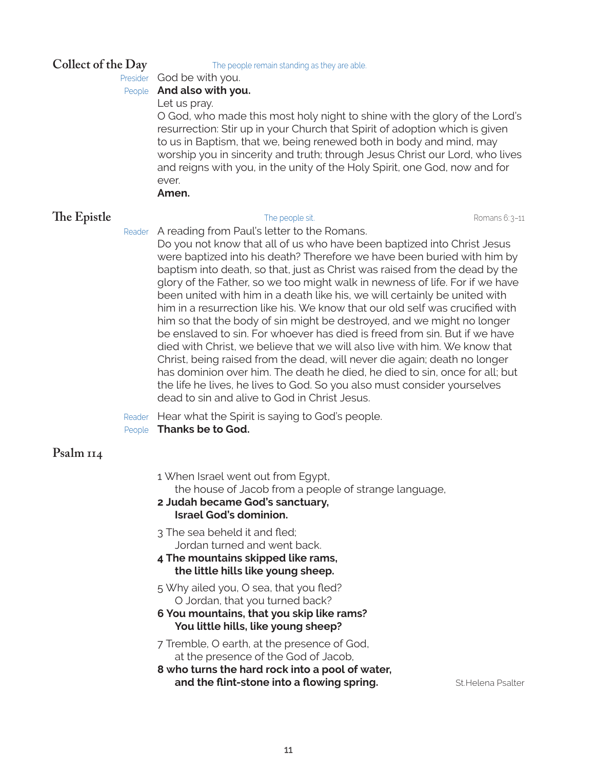## Collect of the Day

*The people remain standing as they are able.*

Presider: God be with you.

People: **And also with you.**

Let us pray.

O God, who made this most holy night to shine with the glory of the Lord's resurrection: Stir up in your Church that Spirit of adoption which is given to us in Baptism, that we, being renewed both in body and mind, may worship you in sincerity and truth; through Jesus Christ our Lord, who lives and reigns with you, in the unity of the Holy Spirit, one God, now and for ever.

**Amen.**

## The Epistle

*The people sit.*

Romans 6:3–11

Reader: A reading from Paul's letter to the Romans.

Do you not know that all of us who have been baptized into Christ Jesus were baptized into his death? Therefore we have been buried with him by baptism into death, so that, just as Christ was raised from the dead by the glory of the Father, so we too might walk in newness of life. For if we have been united with him in a death like his, we will certainly be united with him in a resurrection like his. We know that our old self was crucified with him so that the body of sin might be destroyed, and we might no longer be enslaved to sin. For whoever has died is freed from sin. But if we have died with Christ, we believe that we will also live with him. We know that Christ, being raised from the dead, will never die again; death no longer has dominion over him. The death he died, he died to sin, once for all; but the life he lives, he lives to God. So you also must consider yourselves dead to sin and alive to God in Christ Jesus.

Reader: Hear what the Spirit is saying to God's people.

People: **Thanks be to God.**

## Psalm 114

1 When Israel went out from Egypt,
 the house of Jacob from a people of strange language,

**2 Judah became God's sanctuary,**
 **Israel God's dominion.**

3 The sea beheld it and fled;
 Jordan turned and went back.

**4 The mountains skipped like rams,**
 **the little hills like young sheep.**

5 Why ailed you, O sea, that you fled?
 O Jordan, that you turned back?

**6 You mountains, that you skip like rams?**
 **You little hills, like young sheep?**

7 Tremble, O earth, at the presence of God,
 at the presence of the God of Jacob,

**8 who turns the hard rock into a pool of water,**
 **and the flint-stone into a flowing spring.**

St.Helena Psalter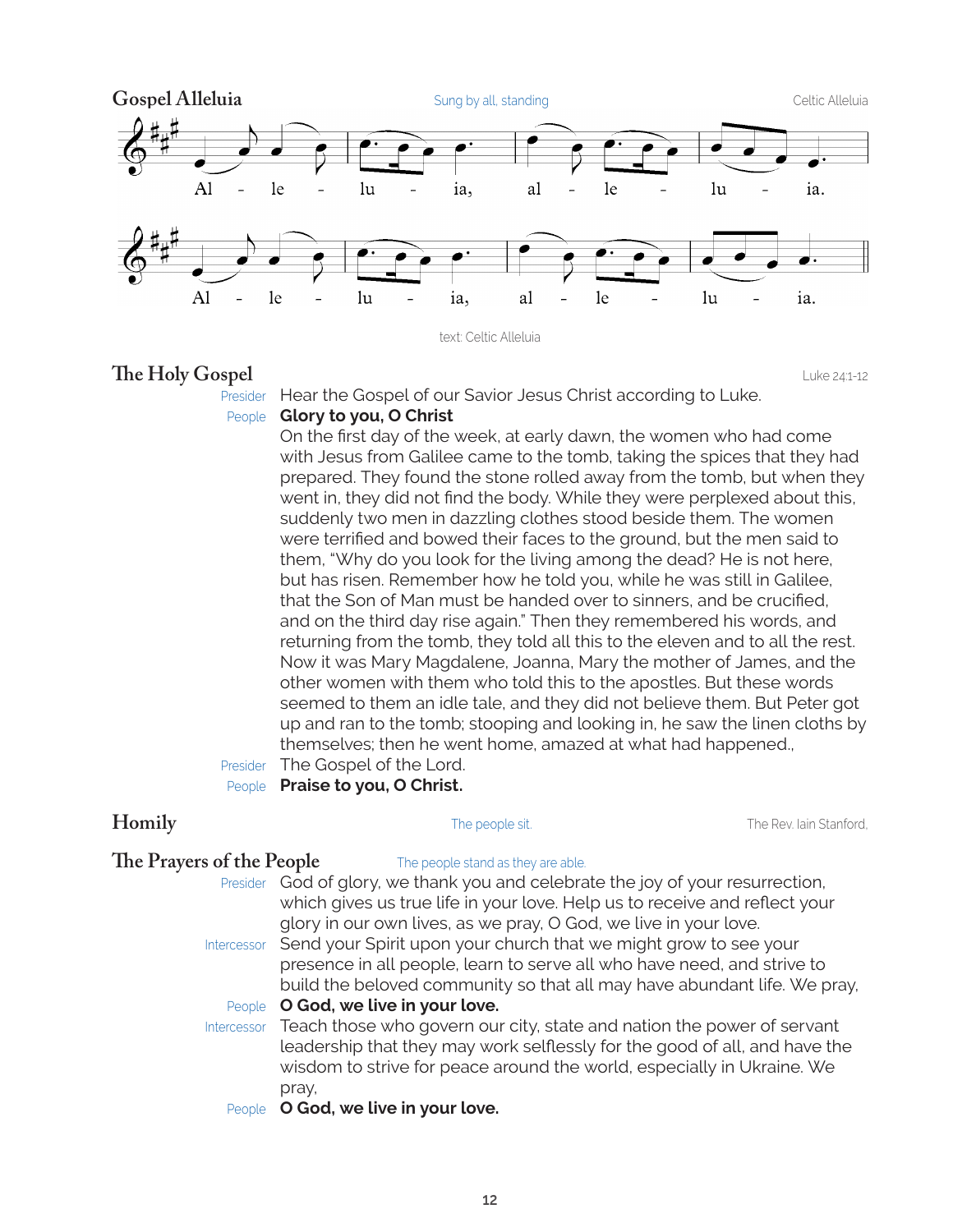## Gospel Alleluia

Sung by all, standing

Celtic Alleluia

Al - le - lu - ia, al - le - lu - ia.

Al - le - lu - ia, al - le - lu - ia.

text: Celtic Alleluia

## The Holy Gospel

Luke 24:1-12

Presider Hear the Gospel of our Savior Jesus Christ according to Luke.

People **Glory to you, O Christ**

On the first day of the week, at early dawn, the women who had come with Jesus from Galilee came to the tomb, taking the spices that they had prepared. They found the stone rolled away from the tomb, but when they went in, they did not find the body. While they were perplexed about this, suddenly two men in dazzling clothes stood beside them. The women were terrified and bowed their faces to the ground, but the men said to them, "Why do you look for the living among the dead? He is not here, but has risen. Remember how he told you, while he was still in Galilee, that the Son of Man must be handed over to sinners, and be crucified, and on the third day rise again." Then they remembered his words, and returning from the tomb, they told all this to the eleven and to all the rest. Now it was Mary Magdalene, Joanna, Mary the mother of James, and the other women with them who told this to the apostles. But these words seemed to them an idle tale, and they did not believe them. But Peter got up and ran to the tomb; stooping and looking in, he saw the linen cloths by themselves; then he went home, amazed at what had happened.,

Presider The Gospel of the Lord.

People **Praise to you, O Christ.**

## Homily

The people sit.

The Rev. Iain Stanford,

## The Prayers of the People

The people stand as they are able.

Presider God of glory, we thank you and celebrate the joy of your resurrection, which gives us true life in your love. Help us to receive and reflect your glory in our own lives, as we pray, O God, we live in your love.

Intercessor Send your Spirit upon your church that we might grow to see your presence in all people, learn to serve all who have need, and strive to build the beloved community so that all may have abundant life. We pray,

People **O God, we live in your love.**

Intercessor Teach those who govern our city, state and nation the power of servant leadership that they may work selflessly for the good of all, and have the wisdom to strive for peace around the world, especially in Ukraine. We pray,

People **O God, we live in your love.**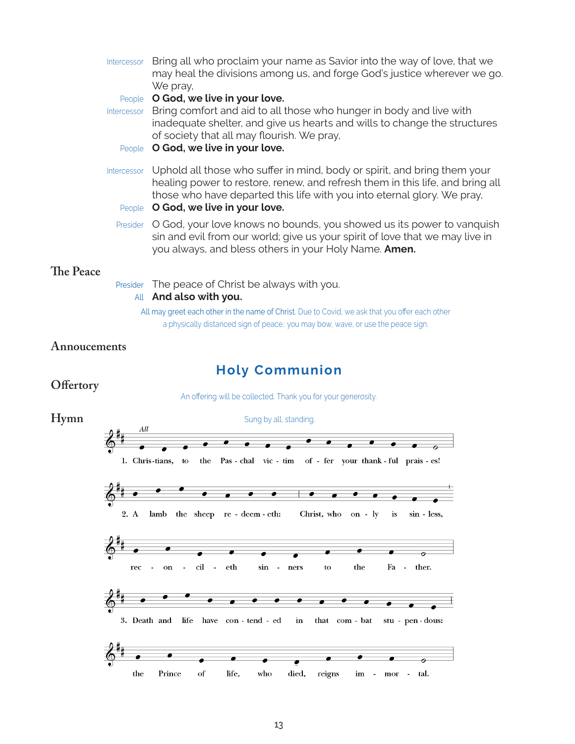Intercessor Bring all who proclaim your name as Savior into the way of love, that we may heal the divisions among us, and forge God's justice wherever we go. We pray,

People **O God, we live in your love.**

Intercessor Bring comfort and aid to all those who hunger in body and live with inadequate shelter, and give us hearts and wills to change the structures of society that all may flourish. We pray,

People **O God, we live in your love.**

Intercessor Uphold all those who suffer in mind, body or spirit, and bring them your healing power to restore, renew, and refresh them in this life, and bring all those who have departed this life with you into eternal glory. We pray,

People **O God, we live in your love.**

Presider O God, your love knows no bounds, you showed us its power to vanquish sin and evil from our world; give us your spirit of love that we may live in you always, and bless others in your Holy Name. **Amen.**

## The Peace

Presider The peace of Christ be always with you.

All **And also with you.**

All may greet each other in the name of Christ. Due to Covid, we ask that you offer each other a physically distanced sign of peace.: you may bow, wave, or use the peace sign.

## Annoucements

# Holy Communion

## Offertory

An offering will be collected. Thank you for your generosity.

## Hymn

Sung by all, standing.

*All*

1. Chris-tians, to the Pas-chal vic-tim of-fer your thank-ful prais-es!

2. A lamb the sheep re-deem-eth: Christ, who on-ly is sin-less, rec-on-cil-eth sin-ners to the Fa-ther.

3. Death and life have con-tend-ed in that com-bat stu-pen-dous: the Prince of life, who died, reigns im-mor-tal.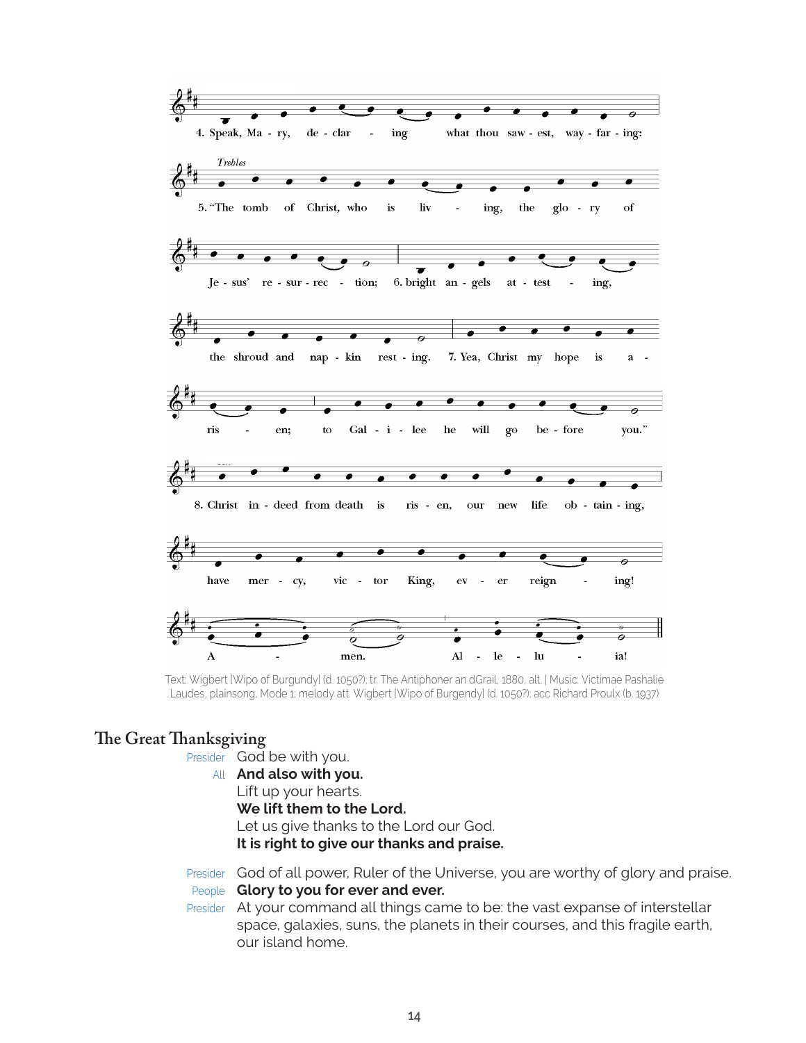4. Speak, Mary, declaring what thou sawest, wayfaring:

*Trebles*

5. "The tomb of Christ, who is living, the glory of Jesus' resurrection;

6. bright angels attesting, the shroud and napkin resting.

7. Yea, Christ my hope is arisen; to Galilee he will go before you."

8. Christ indeed from death is risen, our new life obtaining, have mercy, victor King, ever reigning!

Amen. Alleluia!

Text: Wigbert [Wipo of Burgundy] (d. 1050?); tr. The Antiphoner an dGrail, 1880, alt. | Music: Victimae Pashalie Laudes, plainsong, Mode 1; melody att. Wigbert [Wipo of Burgendy] (d. 1050?); acc Richard Proulx (b. 1937)

## The Great Thanksgiving

Presider God be with you.

All **And also with you.**

Lift up your hearts.

**We lift them to the Lord.**

Let us give thanks to the Lord our God.

**It is right to give our thanks and praise.**

Presider God of all power, Ruler of the Universe, you are worthy of glory and praise.

People **Glory to you for ever and ever.**

Presider At your command all things came to be: the vast expanse of interstellar space, galaxies, suns, the planets in their courses, and this fragile earth, our island home.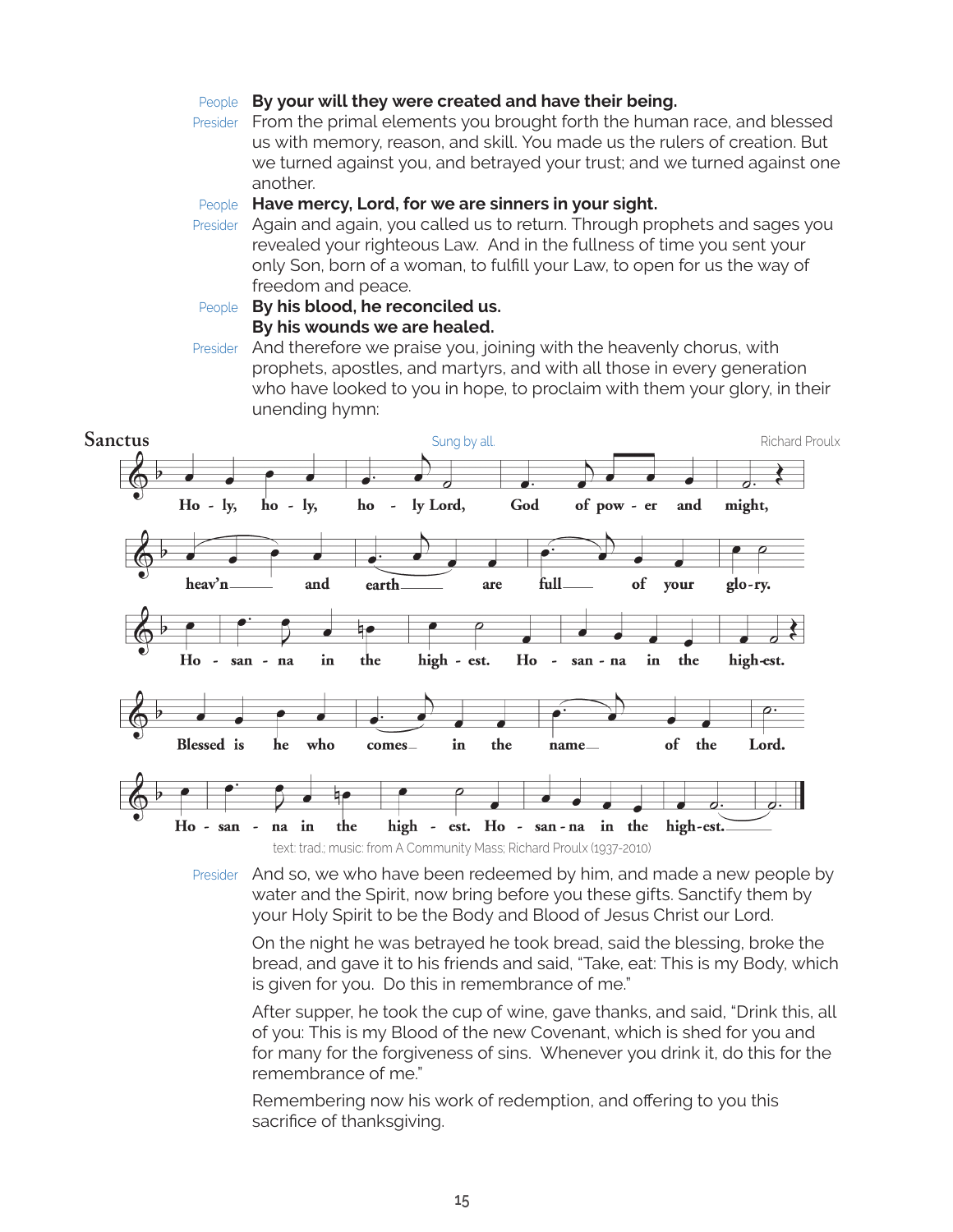People **By your will they were created and have their being.**

Presider From the primal elements you brought forth the human race, and blessed us with memory, reason, and skill. You made us the rulers of creation. But we turned against you, and betrayed your trust; and we turned against one another.

People **Have mercy, Lord, for we are sinners in your sight.**

Presider Again and again, you called us to return. Through prophets and sages you revealed your righteous Law. And in the fullness of time you sent your only Son, born of a woman, to fulfill your Law, to open for us the way of freedom and peace.

People **By his blood, he reconciled us.**
**By his wounds we are healed.**

Presider And therefore we praise you, joining with the heavenly chorus, with prophets, apostles, and martyrs, and with all those in every generation who have looked to you in hope, to proclaim with them your glory, in their unending hymn:

## Sanctus

Sung by all. — Richard Proulx

Holy, holy, holy Lord, God of power and might, heav'n and earth are full of your glory. Hosanna in the highest. Hosanna in the highest. Blessed is he who comes in the name of the Lord. Hosanna in the highest. Hosanna in the highest.

text: trad.; music: from A Community Mass; Richard Proulx (1937-2010)

Presider And so, we who have been redeemed by him, and made a new people by water and the Spirit, now bring before you these gifts. Sanctify them by your Holy Spirit to be the Body and Blood of Jesus Christ our Lord.

On the night he was betrayed he took bread, said the blessing, broke the bread, and gave it to his friends and said, "Take, eat: This is my Body, which is given for you. Do this in remembrance of me."

After supper, he took the cup of wine, gave thanks, and said, "Drink this, all of you: This is my Blood of the new Covenant, which is shed for you and for many for the forgiveness of sins. Whenever you drink it, do this for the remembrance of me."

Remembering now his work of redemption, and offering to you this sacrifice of thanksgiving.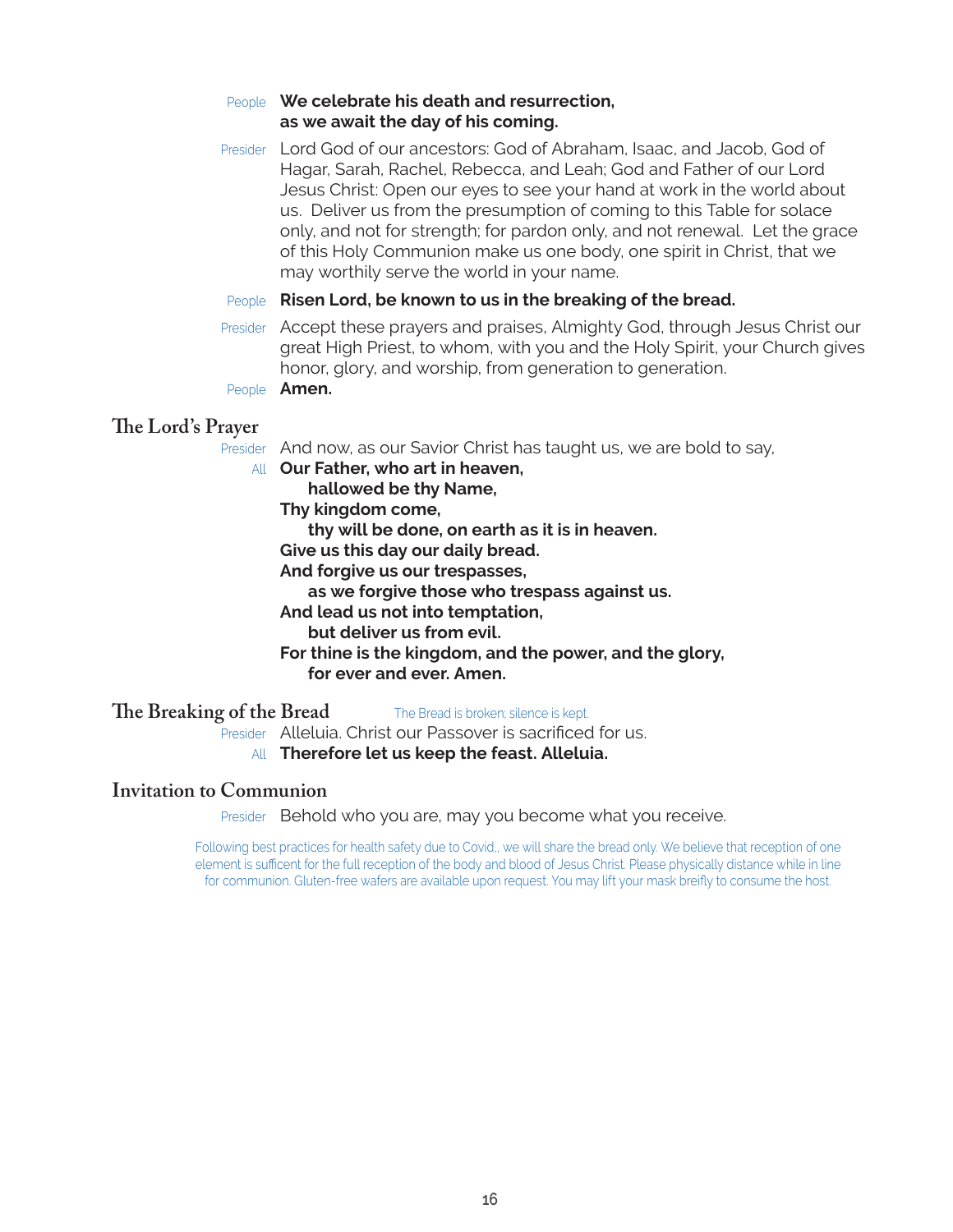People **We celebrate his death and resurrection,**
**as we await the day of his coming.**

Presider Lord God of our ancestors: God of Abraham, Isaac, and Jacob, God of Hagar, Sarah, Rachel, Rebecca, and Leah; God and Father of our Lord Jesus Christ: Open our eyes to see your hand at work in the world about us. Deliver us from the presumption of coming to this Table for solace only, and not for strength; for pardon only, and not renewal. Let the grace of this Holy Communion make us one body, one spirit in Christ, that we may worthily serve the world in your name.

People **Risen Lord, be known to us in the breaking of the bread.**

Presider Accept these prayers and praises, Almighty God, through Jesus Christ our great High Priest, to whom, with you and the Holy Spirit, your Church gives honor, glory, and worship, from generation to generation.

People **Amen.**

## The Lord's Prayer

Presider And now, as our Savior Christ has taught us, we are bold to say,

All **Our Father, who art in heaven,**
**hallowed be thy Name,**
**Thy kingdom come,**
**thy will be done, on earth as it is in heaven.**
**Give us this day our daily bread.**
**And forgive us our trespasses,**
**as we forgive those who trespass against us.**
**And lead us not into temptation,**
**but deliver us from evil.**
**For thine is the kingdom, and the power, and the glory,**
**for ever and ever. Amen.**

## The Breaking of the Bread

The Bread is broken; silence is kept.

Presider Alleluia. Christ our Passover is sacrificed for us.

All **Therefore let us keep the feast. Alleluia.**

## Invitation to Communion

Presider Behold who you are, may you become what you receive.

Following best practices for health safety due to Covid,, we will share the bread only. We believe that reception of one element is sufficent for the full reception of the body and blood of Jesus Christ. Please physically distance while in line for communion. Gluten-free wafers are available upon request. You may lift your mask breifly to consume the host.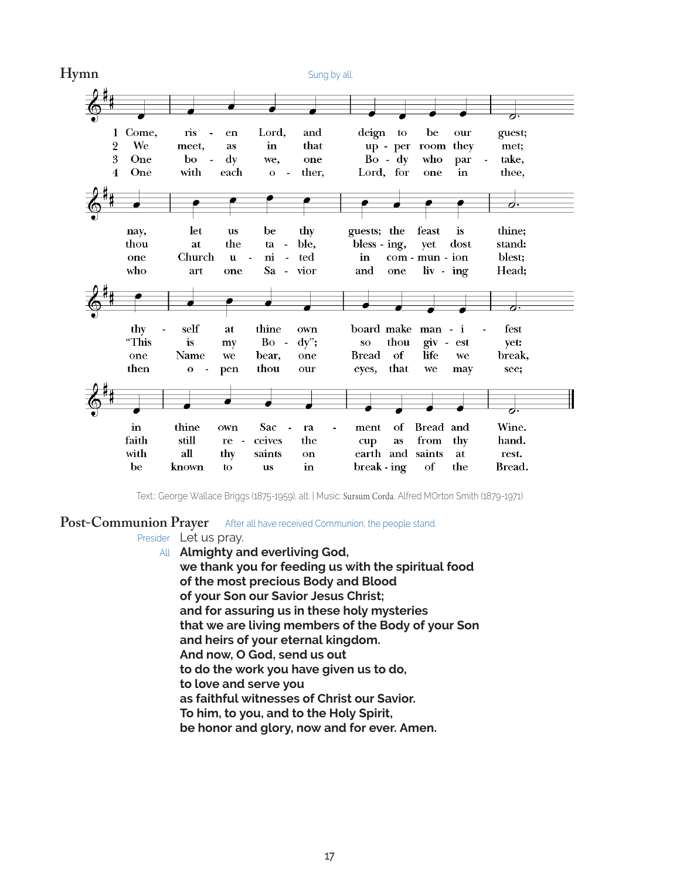## Hymn

Sung by all.

1 Come, ris - en Lord, and deign to be our guest;
nay, let us be thy guests; the feast is thine;
thy - self at thine own board make man - i - fest
in thine own Sac - ra - ment of Bread and Wine.

2 We meet, as in that up - per room they met;
thou at the ta - ble, bless - ing, yet dost stand:
"This is my Bo - dy"; so thou giv - est yet:
faith still re - ceives the cup as from thy hand.

3 One bo - dy we, one Bo - dy who par - take,
one Church u - ni - ted in com - mun - ion blest;
one Name we bear, one Bread of life we break,
with all thy saints on earth and saints at rest.

4 One with each o - ther, Lord, for one in thee,
who art one Sa - vior and one liv - ing Head;
then o - pen thou our eyes, that we may see;
be known to us in break - ing of the Bread.

Text:: George Wallace Briggs (1875-1959), alt. | Music: Sursum Corda, Alfred MOrton Smith (1879-1971)

## Post-Communion Prayer

After all have received Communion, the people stand.

Presider Let us pray.

All **Almighty and everliving God,**
**we thank you for feeding us with the spiritual food**
**of the most precious Body and Blood**
**of your Son our Savior Jesus Christ;**
**and for assuring us in these holy mysteries**
**that we are living members of the Body of your Son**
**and heirs of your eternal kingdom.**
**And now, O God, send us out**
**to do the work you have given us to do,**
**to love and serve you**
**as faithful witnesses of Christ our Savior.**
**To him, to you, and to the Holy Spirit,**
**be honor and glory, now and for ever. Amen.**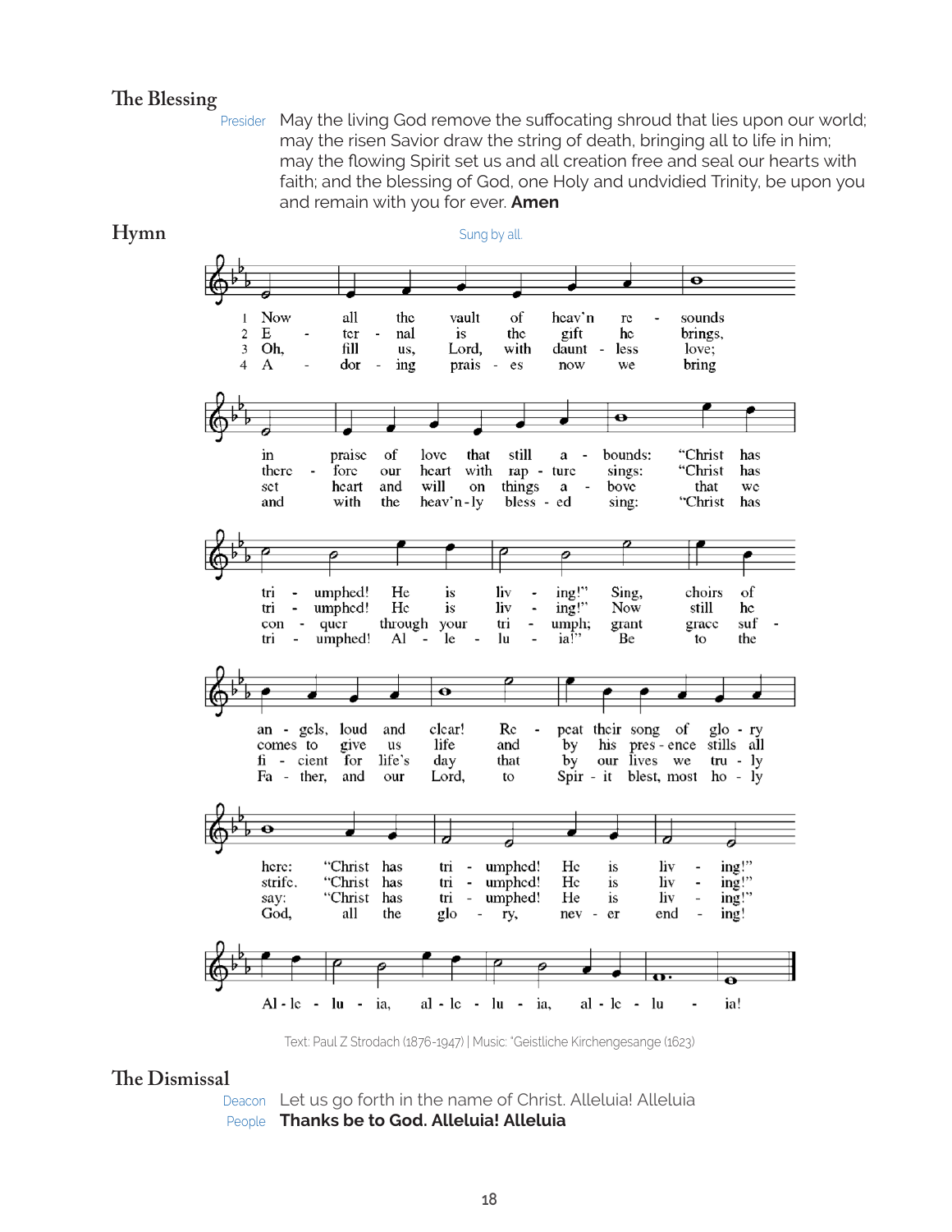## The Blessing

Presider May the living God remove the suffocating shroud that lies upon our world; may the risen Savior draw the string of death, bringing all to life in him; may the flowing Spirit set us and all creation free and seal our hearts with faith; and the blessing of God, one Holy and undivied Trinity, be upon you and remain with you for ever. **Amen**

## Hymn

Sung by all.

1 Now all the vault of heav'n resounds in praise of love that still abounds: "Christ has triumphed! He is living!" Sing, choirs of angels, loud and clear! Repeat their song of glory here: "Christ has triumphed! He is living!" Alleluia, alleluia, alleluia!

2 Eternal is the gift he brings, therefore our heart with rapture sings: "Christ has triumphed! He is living!" Now he comes to give us life and by his presence stills all strife. "Christ has triumphed! He is living!" Alleluia, alleluia, alleluia!

3 Oh, fill us, Lord, with dauntless love; set heart and will on things above that we conquer through your triumph; grant grace sufficient for life's day that by our lives we truly say: "Christ has triumphed! He is living!" Alleluia, alleluia, alleluia!

4 Adoring praises now we bring and with the heav'nly blessed sing: "Christ has triumphed! Alleluia!" Be to the Father, and our Lord, to Spirit blest, most holy God, all the glory, never ending! Alleluia, alleluia, alleluia!

Text: Paul Z Strodach (1876-1947) | Music: "Geistliche Kirchengesange (1623)

## The Dismissal

Deacon Let us go forth in the name of Christ. Alleluia! Alleluia

People **Thanks be to God. Alleluia! Alleluia**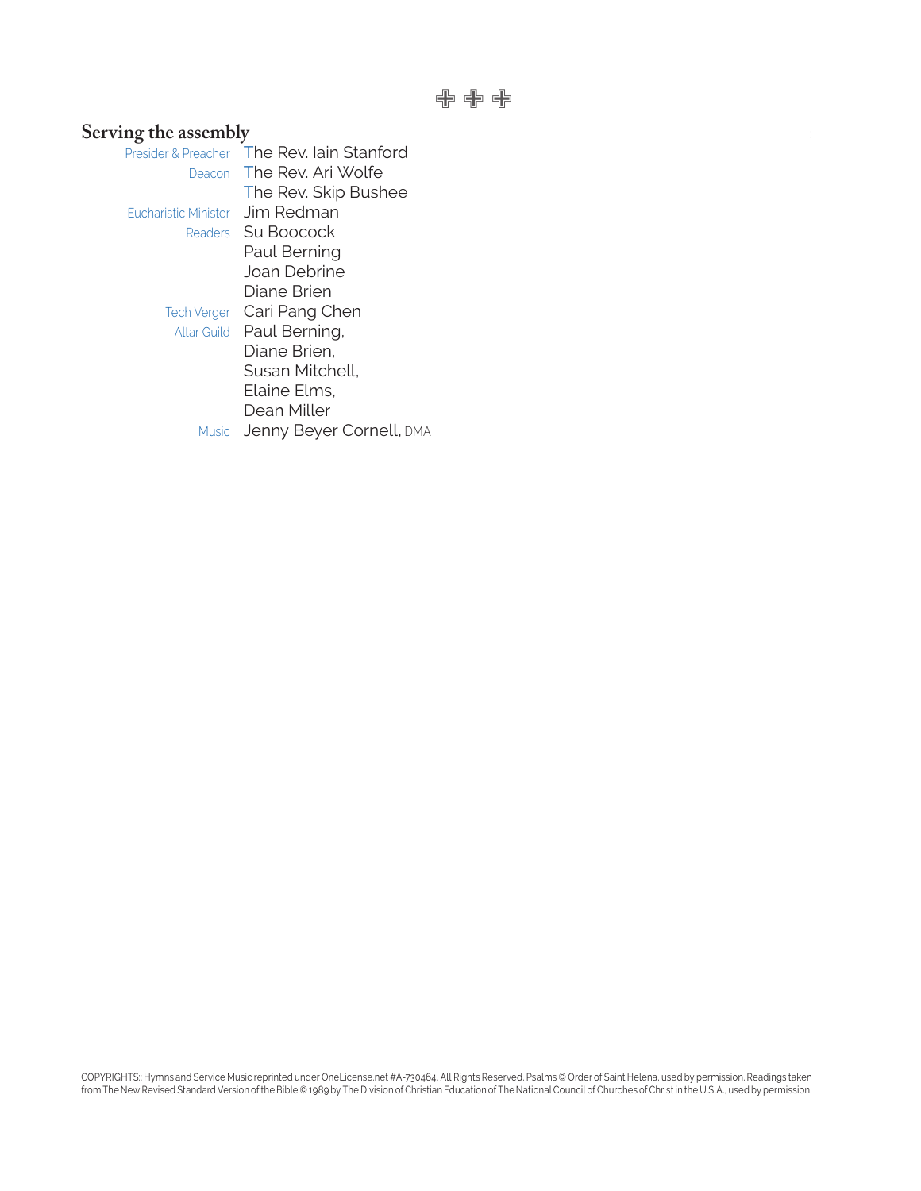✠ ✠ ✠

## Serving the assembly

| | |
|---|---|
| Presider & Preacher | The Rev. Iain Stanford |
| Deacon | The Rev. Ari Wolfe |
| | The Rev. Skip Bushee |
| Eucharistic Minister | Jim Redman |
| Readers | Su Boocock |
| | Paul Berning |
| | Joan Debrine |
| | Diane Brien |
| Tech Verger | Cari Pang Chen |
| Altar Guild | Paul Berning, |
| | Diane Brien, |
| | Susan Mitchell, |
| | Elaine Elms, |
| | Dean Miller |
| Music | Jenny Beyer Cornell, DMA |

COPYRIGHTS:: Hymns and Service Music reprinted under OneLicense.net #A-730464, All Rights Reserved. Psalms © Order of Saint Helena, used by permission. Readings taken from The New Revised Standard Version of the Bible © 1989 by The Division of Christian Education of The National Council of Churches of Christ in the U.S.A., used by permission.